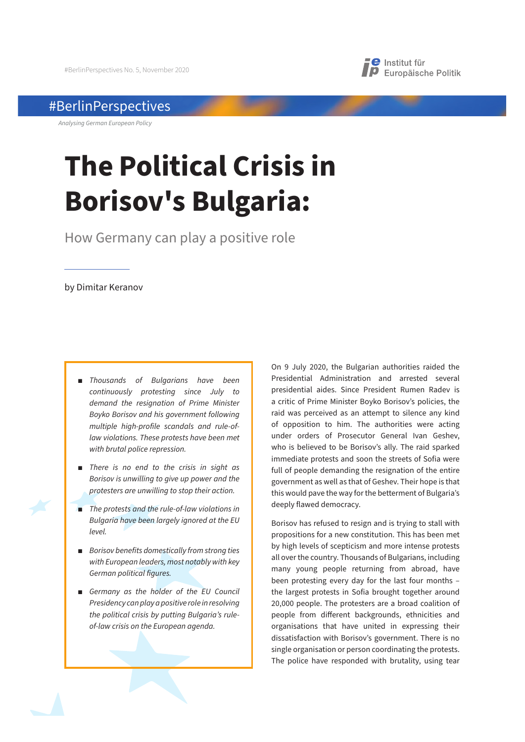#BerlinPerspectives No. 5, November 2020

Institut für Europäische Politik

#BerlinPerspectives

*Analysing German European Policy*

# The Political Crisis in Borisov's Bulgaria:

## How Germany can play a positive role

by Dimitar Keranov

- *Thousands of Bulgarians have been continuously protesting since July to demand the resignation of Prime Minister Boyko Borisov and his government following multiple high-profile scandals and rule-of-law violations. These protests have been met with brutal police repression.*
- *There is no end to the crisis in sight as Borisov is unwilling to give up power and the protesters are unwilling to stop their action.*
- *The protests and the rule-of-law violations in Bulgaria have been largely ignored at the EU level.*
- *Borisov benefits domestically from strong ties with European leaders, most notably with key German political figures.*
- *Germany as the holder of the EU Council Presidency can play a positive role in resolving the political crisis by putting Bulgaria's rule-of-law crisis on the European agenda.*

On 9 July 2020, the Bulgarian authorities raided the Presidential Administration and arrested several presidential aides. Since President Rumen Radev is a critic of Prime Minister Boyko Borisov's policies, the raid was perceived as an attempt to silence any kind of opposition to him. The authorities were acting under orders of Prosecutor General Ivan Geshev, who is believed to be Borisov's ally. The raid sparked immediate protests and soon the streets of Sofia were full of people demanding the resignation of the entire government as well as that of Geshev. Their hope is that this would pave the way for the betterment of Bulgaria's deeply flawed democracy.

Borisov has refused to resign and is trying to stall with propositions for a new constitution. This has been met by high levels of scepticism and more intense protests all over the country. Thousands of Bulgarians, including many young people returning from abroad, have been protesting every day for the last four months – the largest protests in Sofia brought together around 20,000 people. The protesters are a broad coalition of people from different backgrounds, ethnicities and organisations that have united in expressing their dissatisfaction with Borisov's government. There is no single organisation or person coordinating the protests. The police have responded with brutality, using tear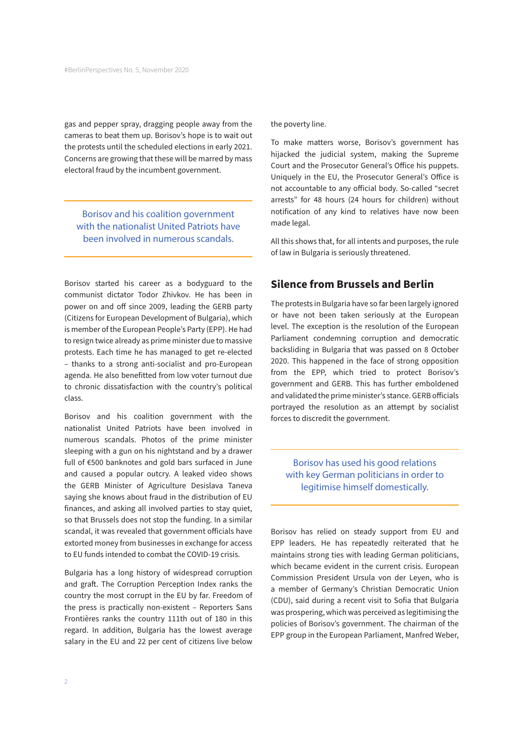gas and pepper spray, dragging people away from the cameras to beat them up. Borisov's hope is to wait out the protests until the scheduled elections in early 2021. Concerns are growing that these will be marred by mass electoral fraud by the incumbent government.

> Borisov and his coalition government with the nationalist United Patriots have been involved in numerous scandals.

Borisov started his career as a bodyguard to the communist dictator Todor Zhivkov. He has been in power on and off since 2009, leading the GERB party (Citizens for European Development of Bulgaria), which is member of the European People's Party (EPP). He had to resign twice already as prime minister due to massive protests. Each time he has managed to get re-elected – thanks to a strong anti-socialist and pro-European agenda. He also benefitted from low voter turnout due to chronic dissatisfaction with the country's political class.

Borisov and his coalition government with the nationalist United Patriots have been involved in numerous scandals. Photos of the prime minister sleeping with a gun on his nightstand and by a drawer full of €500 banknotes and gold bars surfaced in June and caused a popular outcry. A leaked video shows the GERB Minister of Agriculture Desislava Taneva saying she knows about fraud in the distribution of EU finances, and asking all involved parties to stay quiet, so that Brussels does not stop the funding. In a similar scandal, it was revealed that government officials have extorted money from businesses in exchange for access to EU funds intended to combat the COVID-19 crisis.

Bulgaria has a long history of widespread corruption and graft. The Corruption Perception Index ranks the country the most corrupt in the EU by far. Freedom of the press is practically non-existent – Reporters Sans Frontières ranks the country 111th out of 180 in this regard. In addition, Bulgaria has the lowest average salary in the EU and 22 per cent of citizens live below the poverty line.

To make matters worse, Borisov's government has hijacked the judicial system, making the Supreme Court and the Prosecutor General's Office his puppets. Uniquely in the EU, the Prosecutor General's Office is not accountable to any official body. So-called "secret arrests" for 48 hours (24 hours for children) without notification of any kind to relatives have now been made legal.

All this shows that, for all intents and purposes, the rule of law in Bulgaria is seriously threatened.

## Silence from Brussels and Berlin

The protests in Bulgaria have so far been largely ignored or have not been taken seriously at the European level. The exception is the resolution of the European Parliament condemning corruption and democratic backsliding in Bulgaria that was passed on 8 October 2020. This happened in the face of strong opposition from the EPP, which tried to protect Borisov's government and GERB. This has further emboldened and validated the prime minister's stance. GERB officials portrayed the resolution as an attempt by socialist forces to discredit the government.

> Borisov has used his good relations with key German politicians in order to legitimise himself domestically.

Borisov has relied on steady support from EU and EPP leaders. He has repeatedly reiterated that he maintains strong ties with leading German politicians, which became evident in the current crisis. European Commission President Ursula von der Leyen, who is a member of Germany's Christian Democratic Union (CDU), said during a recent visit to Sofia that Bulgaria was prospering, which was perceived as legitimising the policies of Borisov's government. The chairman of the EPP group in the European Parliament, Manfred Weber,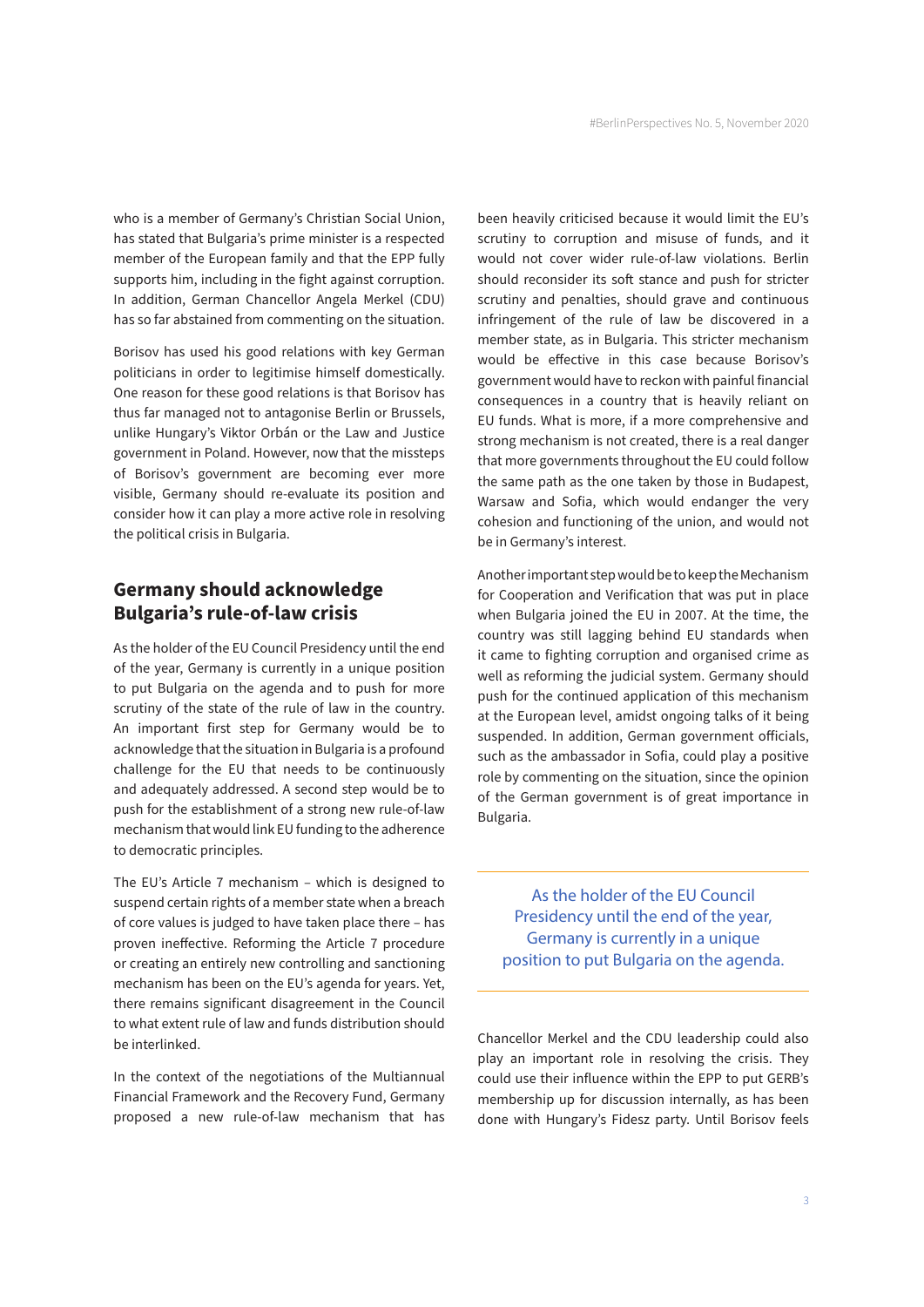who is a member of Germany's Christian Social Union, has stated that Bulgaria's prime minister is a respected member of the European family and that the EPP fully supports him, including in the fight against corruption. In addition, German Chancellor Angela Merkel (CDU) has so far abstained from commenting on the situation.

Borisov has used his good relations with key German politicians in order to legitimise himself domestically. One reason for these good relations is that Borisov has thus far managed not to antagonise Berlin or Brussels, unlike Hungary's Viktor Orbán or the Law and Justice government in Poland. However, now that the missteps of Borisov's government are becoming ever more visible, Germany should re-evaluate its position and consider how it can play a more active role in resolving the political crisis in Bulgaria.

## Germany should acknowledge Bulgaria's rule-of-law crisis

As the holder of the EU Council Presidency until the end of the year, Germany is currently in a unique position to put Bulgaria on the agenda and to push for more scrutiny of the state of the rule of law in the country. An important first step for Germany would be to acknowledge that the situation in Bulgaria is a profound challenge for the EU that needs to be continuously and adequately addressed. A second step would be to push for the establishment of a strong new rule-of-law mechanism that would link EU funding to the adherence to democratic principles.

The EU's Article 7 mechanism – which is designed to suspend certain rights of a member state when a breach of core values is judged to have taken place there – has proven ineffective. Reforming the Article 7 procedure or creating an entirely new controlling and sanctioning mechanism has been on the EU's agenda for years. Yet, there remains significant disagreement in the Council to what extent rule of law and funds distribution should be interlinked.

In the context of the negotiations of the Multiannual Financial Framework and the Recovery Fund, Germany proposed a new rule-of-law mechanism that has been heavily criticised because it would limit the EU's scrutiny to corruption and misuse of funds, and it would not cover wider rule-of-law violations. Berlin should reconsider its soft stance and push for stricter scrutiny and penalties, should grave and continuous infringement of the rule of law be discovered in a member state, as in Bulgaria. This stricter mechanism would be effective in this case because Borisov's government would have to reckon with painful financial consequences in a country that is heavily reliant on EU funds. What is more, if a more comprehensive and strong mechanism is not created, there is a real danger that more governments throughout the EU could follow the same path as the one taken by those in Budapest, Warsaw and Sofia, which would endanger the very cohesion and functioning of the union, and would not be in Germany's interest.

Another important step would be to keep the Mechanism for Cooperation and Verification that was put in place when Bulgaria joined the EU in 2007. At the time, the country was still lagging behind EU standards when it came to fighting corruption and organised crime as well as reforming the judicial system. Germany should push for the continued application of this mechanism at the European level, amidst ongoing talks of it being suspended. In addition, German government officials, such as the ambassador in Sofia, could play a positive role by commenting on the situation, since the opinion of the German government is of great importance in Bulgaria.

> As the holder of the EU Council Presidency until the end of the year, Germany is currently in a unique position to put Bulgaria on the agenda.

Chancellor Merkel and the CDU leadership could also play an important role in resolving the crisis. They could use their influence within the EPP to put GERB's membership up for discussion internally, as has been done with Hungary's Fidesz party. Until Borisov feels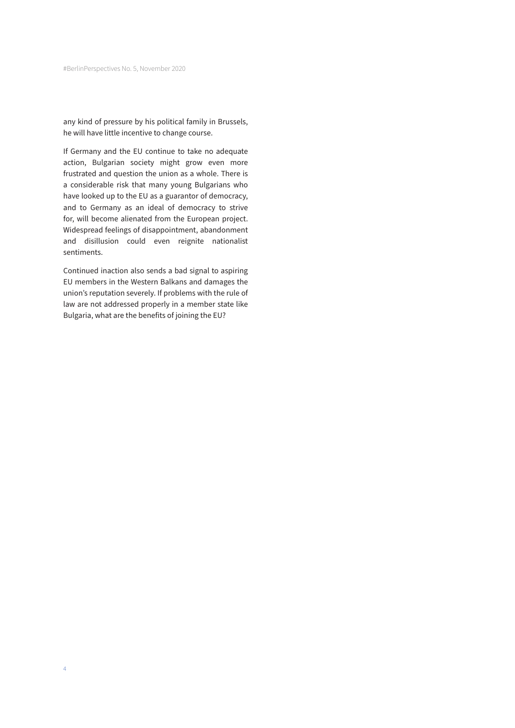any kind of pressure by his political family in Brussels, he will have little incentive to change course.

If Germany and the EU continue to take no adequate action, Bulgarian society might grow even more frustrated and question the union as a whole. There is a considerable risk that many young Bulgarians who have looked up to the EU as a guarantor of democracy, and to Germany as an ideal of democracy to strive for, will become alienated from the European project. Widespread feelings of disappointment, abandonment and disillusion could even reignite nationalist sentiments.

Continued inaction also sends a bad signal to aspiring EU members in the Western Balkans and damages the union's reputation severely. If problems with the rule of law are not addressed properly in a member state like Bulgaria, what are the benefits of joining the EU?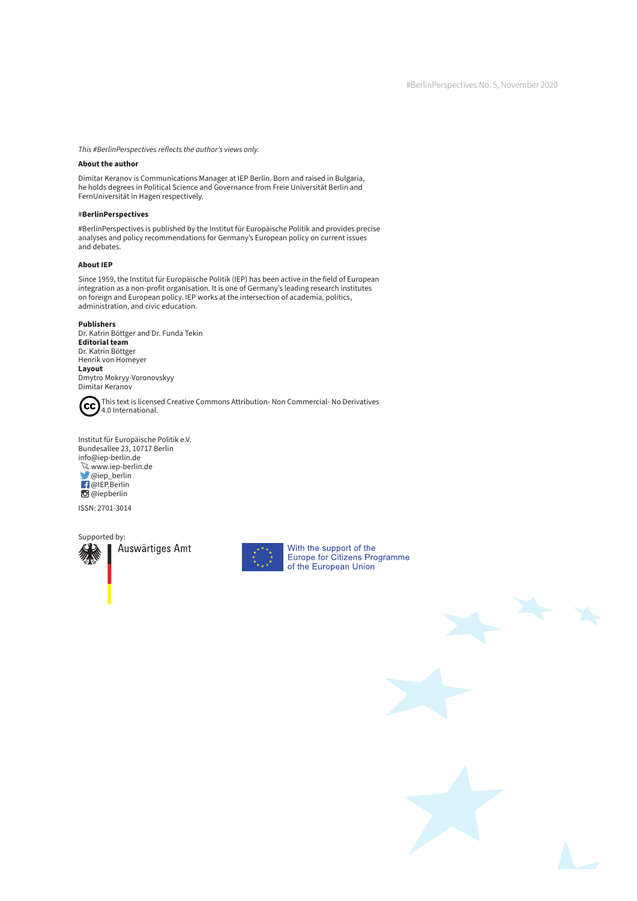*This #BerlinPerspectives reflects the author's views only.*

**About the author**

Dimitar Keranov is Communications Manager at IEP Berlin. Born and raised in Bulgaria, he holds degrees in Political Science and Governance from Freie Universität Berlin and FernUniversität in Hagen respectively.

**#BerlinPerspectives**

#BerlinPerspectives is published by the Institut für Europäische Politik and provides precise analyses and policy recommendations for Germany's European policy on current issues and debates.

**About IEP**

Since 1959, the Institut für Europäische Politik (IEP) has been active in the field of European integration as a non-profit organisation. It is one of Germany's leading research institutes on foreign and European policy. IEP works at the intersection of academia, politics, administration, and civic education.

**Publishers**
Dr. Katrin Böttger and Dr. Funda Tekin
**Editorial team**
Dr. Katrin Böttger
Henrik von Homeyer
**Layout**
Dmytro Mokryy-Voronovskyy
Dimitar Keranov

This text is licensed Creative Commons Attribution- Non Commercial- No Derivatives 4.0 International.

Institut für Europäische Politik e.V.
Bundesallee 23, 10717 Berlin
info@iep-berlin.de
www.iep-berlin.de
@iep_berlin
@IEP.Berlin
@iepberlin

ISSN: 2701-3014

Supported by:
Auswärtiges Amt

With the support of the Europe for Citizens Programme of the European Union